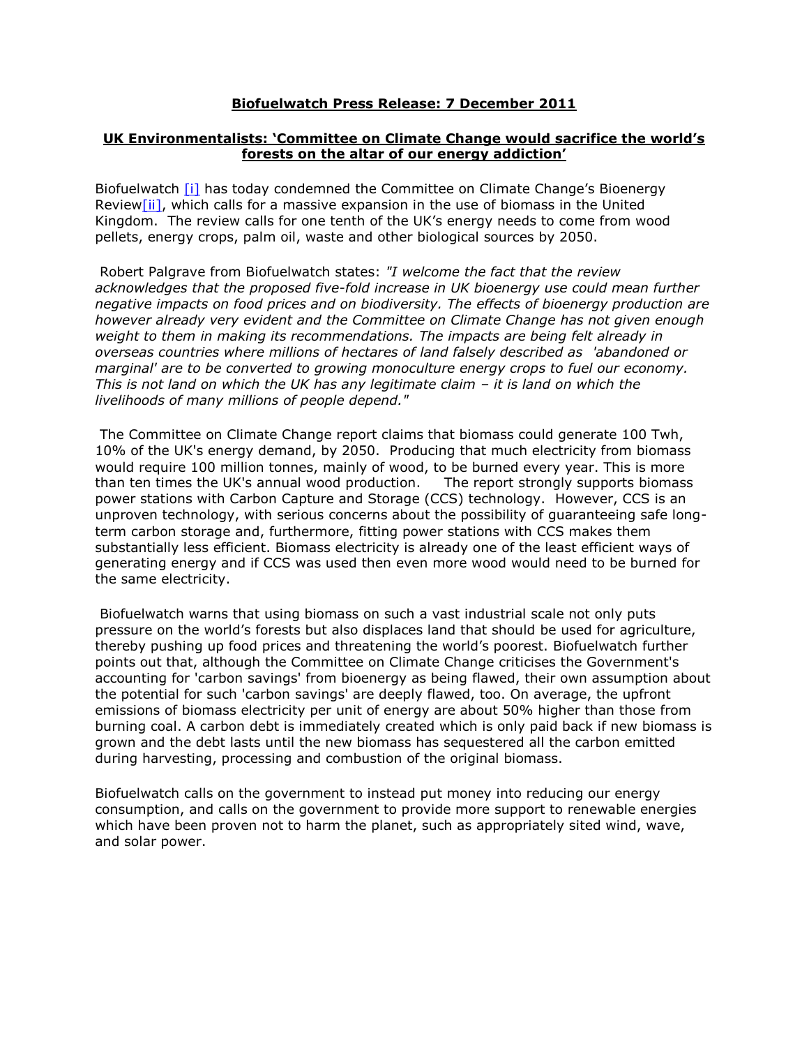**Biofuelwatch Press Release: 7 December 2011**

**UK Environmentalists: 'Committee on Climate Change would sacrifice the world's forests on the altar of our energy addiction'**

Biofuelwatch [i] has today condemned the Committee on Climate Change's Bioenergy Review[ii], which calls for a massive expansion in the use of biomass in the United Kingdom. The review calls for one tenth of the UK's energy needs to come from wood pellets, energy crops, palm oil, waste and other biological sources by 2050.

Robert Palgrave from Biofuelwatch states: *"I welcome the fact that the review acknowledges that the proposed five-fold increase in UK bioenergy use could mean further negative impacts on food prices and on biodiversity. The effects of bioenergy production are however already very evident and the Committee on Climate Change has not given enough weight to them in making its recommendations. The impacts are being felt already in overseas countries where millions of hectares of land falsely described as 'abandoned or marginal' are to be converted to growing monoculture energy crops to fuel our economy. This is not land on which the UK has any legitimate claim – it is land on which the livelihoods of many millions of people depend."*

The Committee on Climate Change report claims that biomass could generate 100 Twh, 10% of the UK's energy demand, by 2050. Producing that much electricity from biomass would require 100 million tonnes, mainly of wood, to be burned every year. This is more than ten times the UK's annual wood production. The report strongly supports biomass power stations with Carbon Capture and Storage (CCS) technology. However, CCS is an unproven technology, with serious concerns about the possibility of guaranteeing safe long-term carbon storage and, furthermore, fitting power stations with CCS makes them substantially less efficient. Biomass electricity is already one of the least efficient ways of generating energy and if CCS was used then even more wood would need to be burned for the same electricity.

Biofuelwatch warns that using biomass on such a vast industrial scale not only puts pressure on the world's forests but also displaces land that should be used for agriculture, thereby pushing up food prices and threatening the world's poorest. Biofuelwatch further points out that, although the Committee on Climate Change criticises the Government's accounting for 'carbon savings' from bioenergy as being flawed, their own assumption about the potential for such 'carbon savings' are deeply flawed, too. On average, the upfront emissions of biomass electricity per unit of energy are about 50% higher than those from burning coal. A carbon debt is immediately created which is only paid back if new biomass is grown and the debt lasts until the new biomass has sequestered all the carbon emitted during harvesting, processing and combustion of the original biomass.

Biofuelwatch calls on the government to instead put money into reducing our energy consumption, and calls on the government to provide more support to renewable energies which have been proven not to harm the planet, such as appropriately sited wind, wave, and solar power.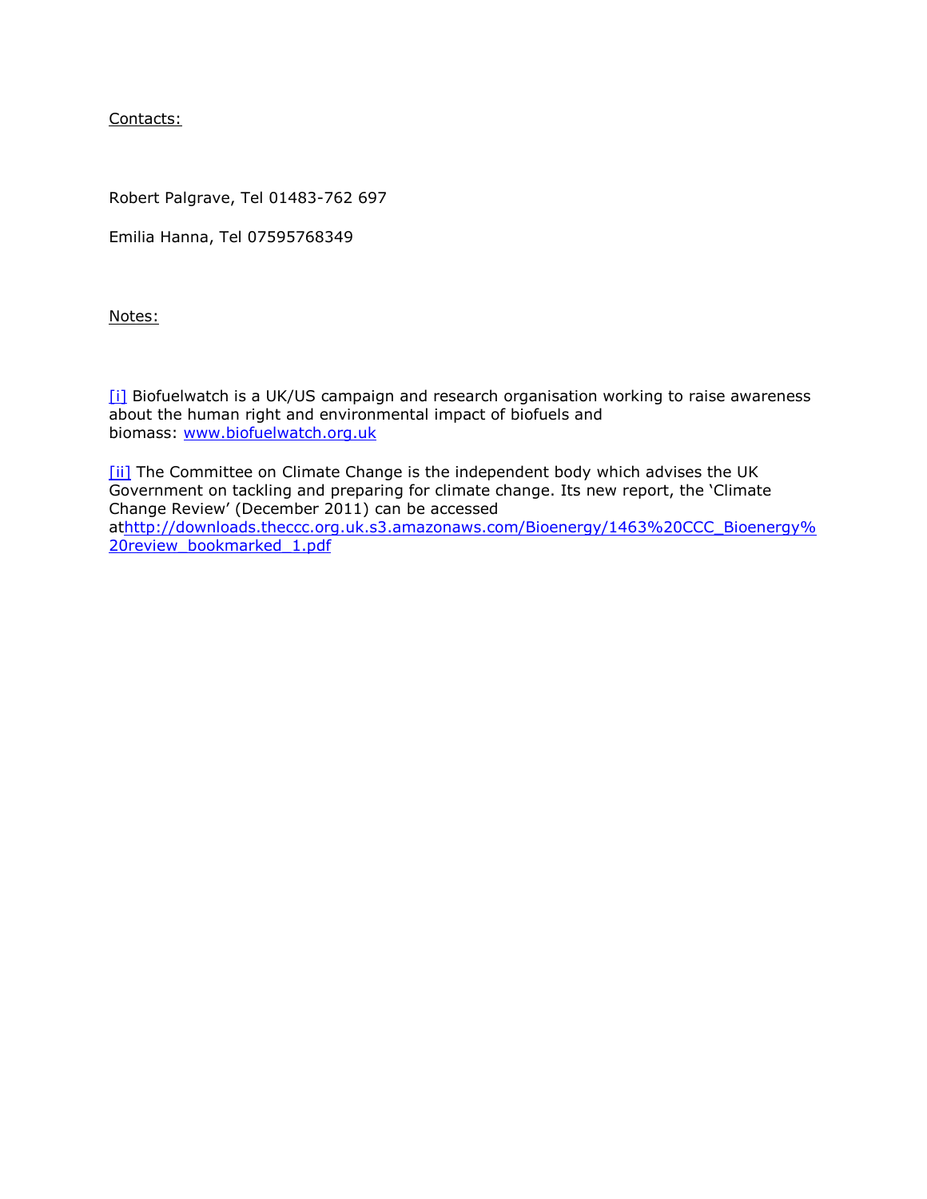Contacts:

Robert Palgrave, Tel 01483-762 697

Emilia Hanna, Tel 07595768349

Notes:

[i] Biofuelwatch is a UK/US campaign and research organisation working to raise awareness about the human right and environmental impact of biofuels and biomass: www.biofuelwatch.org.uk

[ii] The Committee on Climate Change is the independent body which advises the UK Government on tackling and preparing for climate change. Its new report, the 'Climate Change Review' (December 2011) can be accessed athttp://downloads.theccc.org.uk.s3.amazonaws.com/Bioenergy/1463%20CCC_Bioenergy%20review_bookmarked_1.pdf